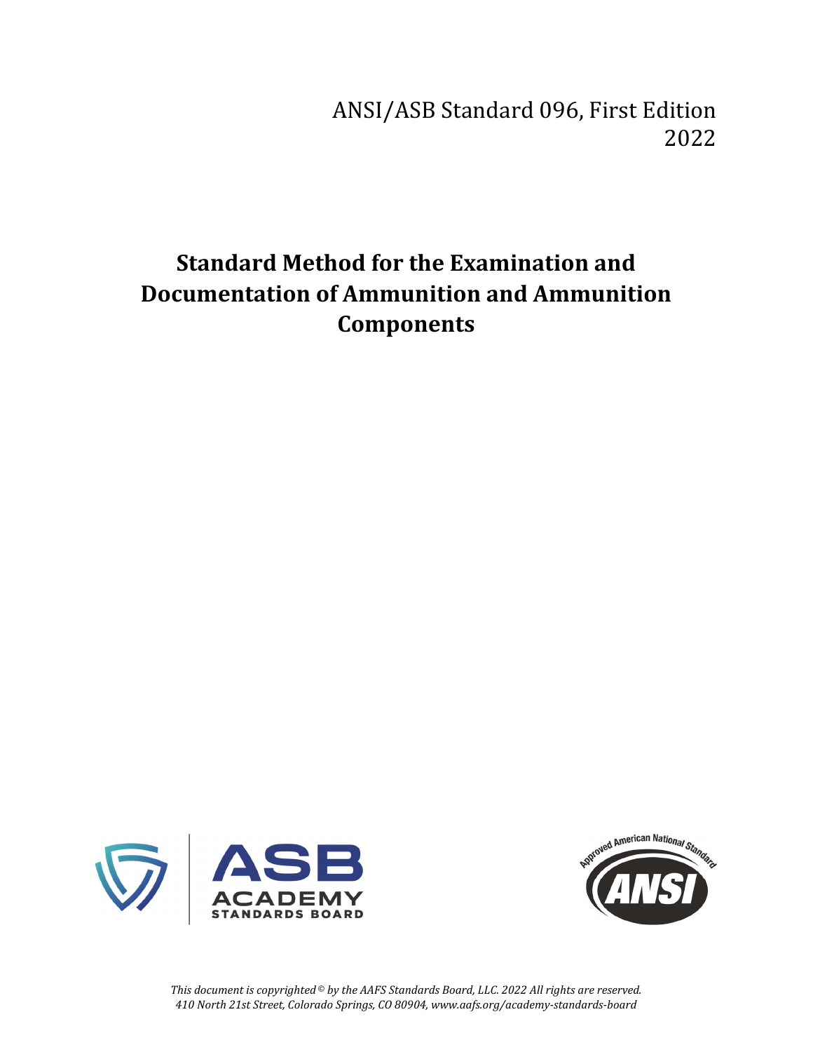ANSI/ASB Standard 096, First Edition
2022

# Standard Method for the Examination and Documentation of Ammunition and Ammunition Components

*This document is copyrighted © by the AAFS Standards Board, LLC. 2022 All rights are reserved.*
*410 North 21st Street, Colorado Springs, CO 80904, www.aafs.org/academy-standards-board*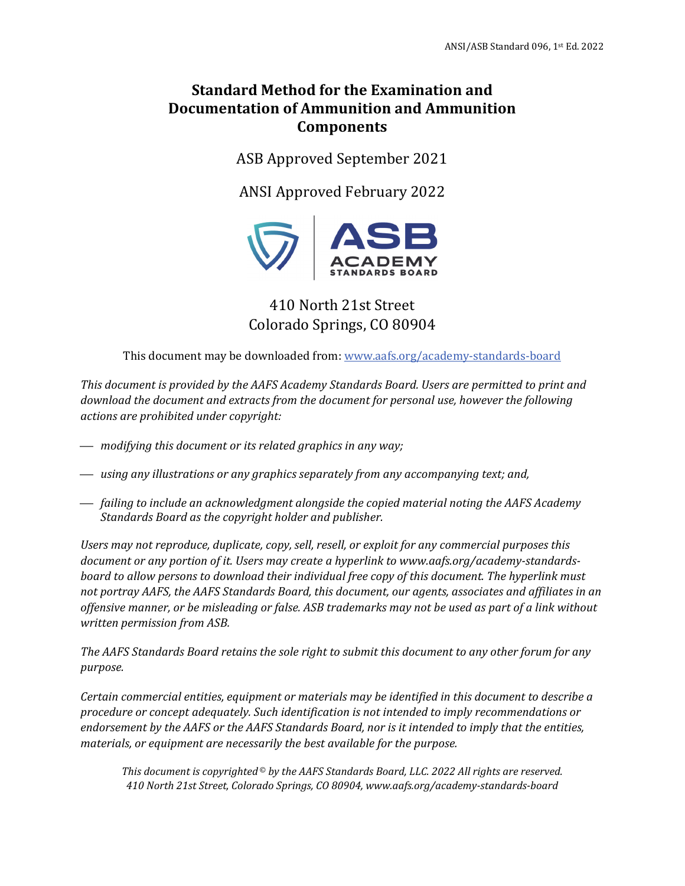# Standard Method for the Examination and Documentation of Ammunition and Ammunition Components

ASB Approved September 2021

ANSI Approved February 2022

410 North 21st Street
Colorado Springs, CO 80904

This document may be downloaded from: [www.aafs.org/academy-standards-board](www.aafs.org/academy-standards-board)

*This document is provided by the AAFS Academy Standards Board. Users are permitted to print and download the document and extracts from the document for personal use, however the following actions are prohibited under copyright:*

- *modifying this document or its related graphics in any way;*
- *using any illustrations or any graphics separately from any accompanying text; and,*
- *failing to include an acknowledgment alongside the copied material noting the AAFS Academy Standards Board as the copyright holder and publisher.*

*Users may not reproduce, duplicate, copy, sell, resell, or exploit for any commercial purposes this document or any portion of it. Users may create a hyperlink to www.aafs.org/academy-standards-board to allow persons to download their individual free copy of this document. The hyperlink must not portray AAFS, the AAFS Standards Board, this document, our agents, associates and affiliates in an offensive manner, or be misleading or false. ASB trademarks may not be used as part of a link without written permission from ASB.*

*The AAFS Standards Board retains the sole right to submit this document to any other forum for any purpose.*

*Certain commercial entities, equipment or materials may be identified in this document to describe a procedure or concept adequately. Such identification is not intended to imply recommendations or endorsement by the AAFS or the AAFS Standards Board, nor is it intended to imply that the entities, materials, or equipment are necessarily the best available for the purpose.*

*This document is copyrighted © by the AAFS Standards Board, LLC. 2022 All rights are reserved. 410 North 21st Street, Colorado Springs, CO 80904, www.aafs.org/academy-standards-board*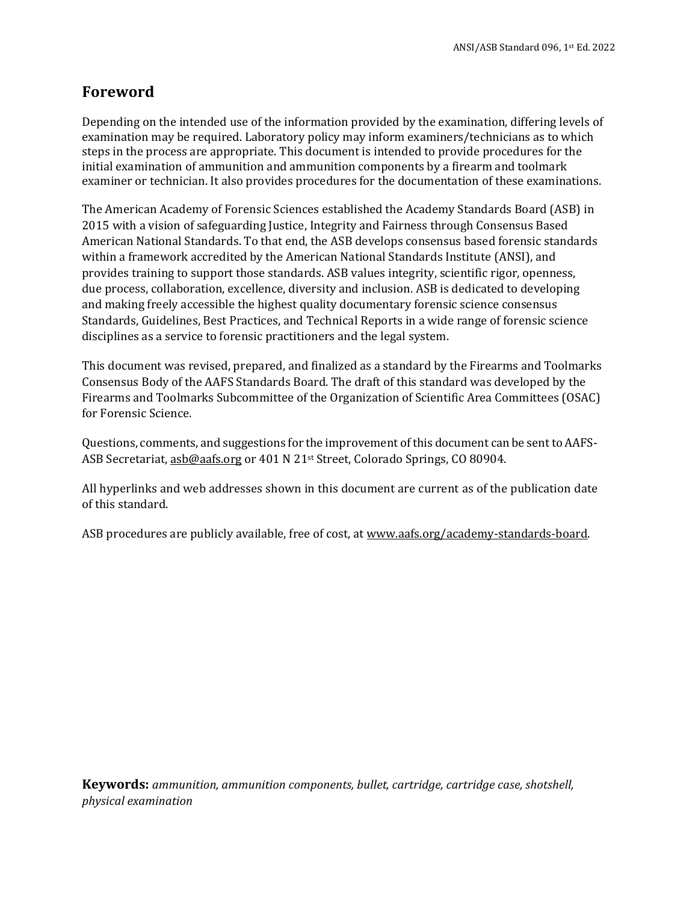# Foreword

Depending on the intended use of the information provided by the examination, differing levels of examination may be required. Laboratory policy may inform examiners/technicians as to which steps in the process are appropriate. This document is intended to provide procedures for the initial examination of ammunition and ammunition components by a firearm and toolmark examiner or technician. It also provides procedures for the documentation of these examinations.

The American Academy of Forensic Sciences established the Academy Standards Board (ASB) in 2015 with a vision of safeguarding Justice, Integrity and Fairness through Consensus Based American National Standards. To that end, the ASB develops consensus based forensic standards within a framework accredited by the American National Standards Institute (ANSI), and provides training to support those standards. ASB values integrity, scientific rigor, openness, due process, collaboration, excellence, diversity and inclusion. ASB is dedicated to developing and making freely accessible the highest quality documentary forensic science consensus Standards, Guidelines, Best Practices, and Technical Reports in a wide range of forensic science disciplines as a service to forensic practitioners and the legal system.

This document was revised, prepared, and finalized as a standard by the Firearms and Toolmarks Consensus Body of the AAFS Standards Board. The draft of this standard was developed by the Firearms and Toolmarks Subcommittee of the Organization of Scientific Area Committees (OSAC) for Forensic Science.

Questions, comments, and suggestions for the improvement of this document can be sent to AAFS-ASB Secretariat, asb@aafs.org or 401 N 21st Street, Colorado Springs, CO 80904.

All hyperlinks and web addresses shown in this document are current as of the publication date of this standard.

ASB procedures are publicly available, free of cost, at www.aafs.org/academy-standards-board.

**Keywords:** *ammunition, ammunition components, bullet, cartridge, cartridge case, shotshell, physical examination*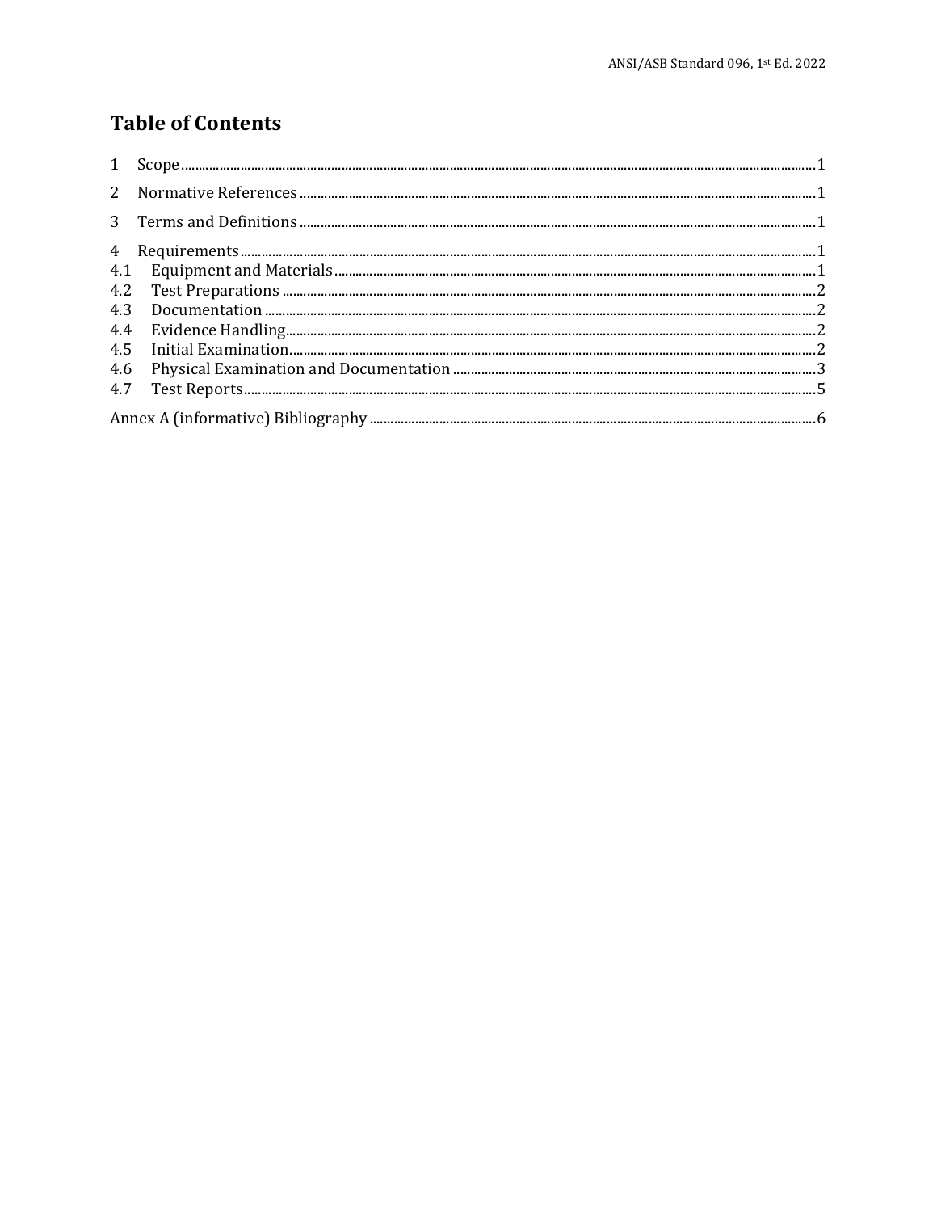# Table of Contents

1 Scope ........................................................................................................................................ 1

2 Normative References ........................................................................................................ 1

3 Terms and Definitions ........................................................................................................ 1

4 Requirements ...................................................................................................................... 1

4.1 Equipment and Materials ................................................................................................. 1

4.2 Test Preparations .............................................................................................................. 2

4.3 Documentation .................................................................................................................. 2

4.4 Evidence Handling ............................................................................................................. 2

4.5 Initial Examination ............................................................................................................ 2

4.6 Physical Examination and Documentation .................................................................... 3

4.7 Test Reports ....................................................................................................................... 5

Annex A (informative) Bibliography ..................................................................................... 6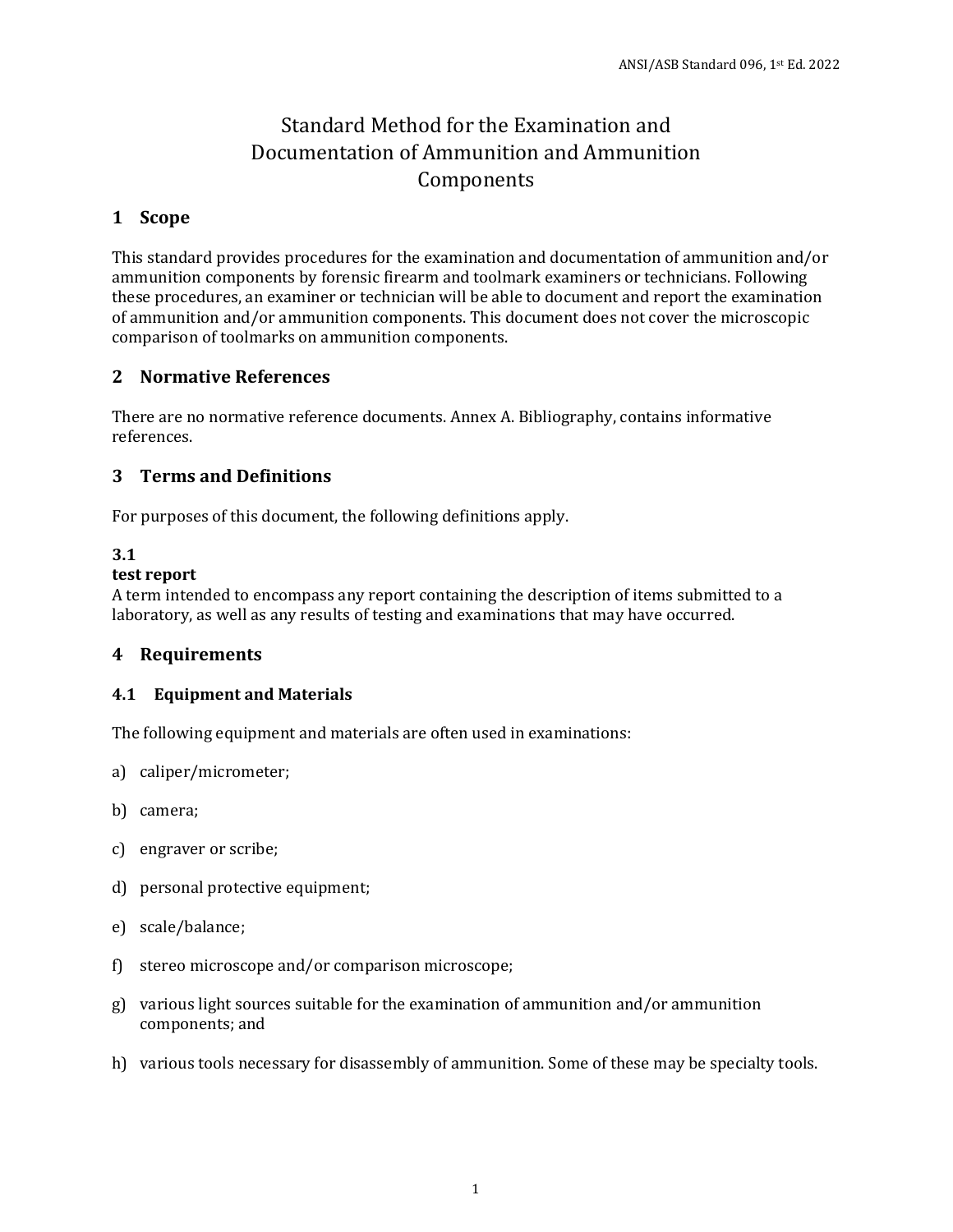# Standard Method for the Examination and Documentation of Ammunition and Ammunition Components

## 1 Scope

This standard provides procedures for the examination and documentation of ammunition and/or ammunition components by forensic firearm and toolmark examiners or technicians. Following these procedures, an examiner or technician will be able to document and report the examination of ammunition and/or ammunition components. This document does not cover the microscopic comparison of toolmarks on ammunition components.

## 2 Normative References

There are no normative reference documents. Annex A. Bibliography, contains informative references.

## 3 Terms and Definitions

For purposes of this document, the following definitions apply.

**3.1**
**test report**
A term intended to encompass any report containing the description of items submitted to a laboratory, as well as any results of testing and examinations that may have occurred.

## 4 Requirements

### 4.1 Equipment and Materials

The following equipment and materials are often used in examinations:

a) caliper/micrometer;

b) camera;

c) engraver or scribe;

d) personal protective equipment;

e) scale/balance;

f) stereo microscope and/or comparison microscope;

g) various light sources suitable for the examination of ammunition and/or ammunition components; and

h) various tools necessary for disassembly of ammunition. Some of these may be specialty tools.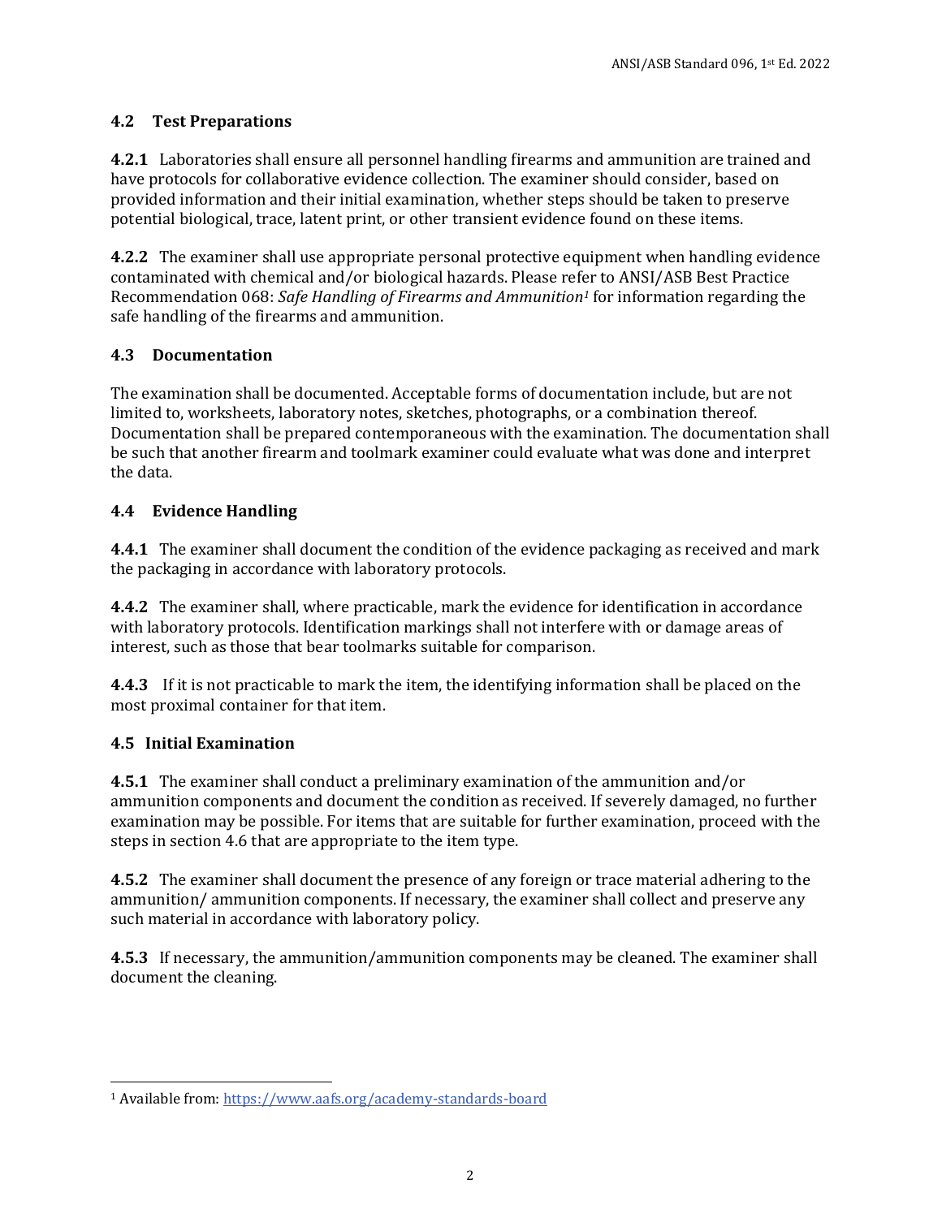### 4.2 Test Preparations

**4.2.1** Laboratories shall ensure all personnel handling firearms and ammunition are trained and have protocols for collaborative evidence collection. The examiner should consider, based on provided information and their initial examination, whether steps should be taken to preserve potential biological, trace, latent print, or other transient evidence found on these items.

**4.2.2** The examiner shall use appropriate personal protective equipment when handling evidence contaminated with chemical and/or biological hazards. Please refer to ANSI/ASB Best Practice Recommendation 068: *Safe Handling of Firearms and Ammunition*[1] for information regarding the safe handling of the firearms and ammunition.

### 4.3 Documentation

The examination shall be documented. Acceptable forms of documentation include, but are not limited to, worksheets, laboratory notes, sketches, photographs, or a combination thereof. Documentation shall be prepared contemporaneous with the examination. The documentation shall be such that another firearm and toolmark examiner could evaluate what was done and interpret the data.

### 4.4 Evidence Handling

**4.4.1** The examiner shall document the condition of the evidence packaging as received and mark the packaging in accordance with laboratory protocols.

**4.4.2** The examiner shall, where practicable, mark the evidence for identification in accordance with laboratory protocols. Identification markings shall not interfere with or damage areas of interest, such as those that bear toolmarks suitable for comparison.

**4.4.3** If it is not practicable to mark the item, the identifying information shall be placed on the most proximal container for that item.

### 4.5 Initial Examination

**4.5.1** The examiner shall conduct a preliminary examination of the ammunition and/or ammunition components and document the condition as received. If severely damaged, no further examination may be possible. For items that are suitable for further examination, proceed with the steps in section 4.6 that are appropriate to the item type.

**4.5.2** The examiner shall document the presence of any foreign or trace material adhering to the ammunition/ ammunition components. If necessary, the examiner shall collect and preserve any such material in accordance with laboratory policy.

**4.5.3** If necessary, the ammunition/ammunition components may be cleaned. The examiner shall document the cleaning.

---

[1] Available from: https://www.aafs.org/academy-standards-board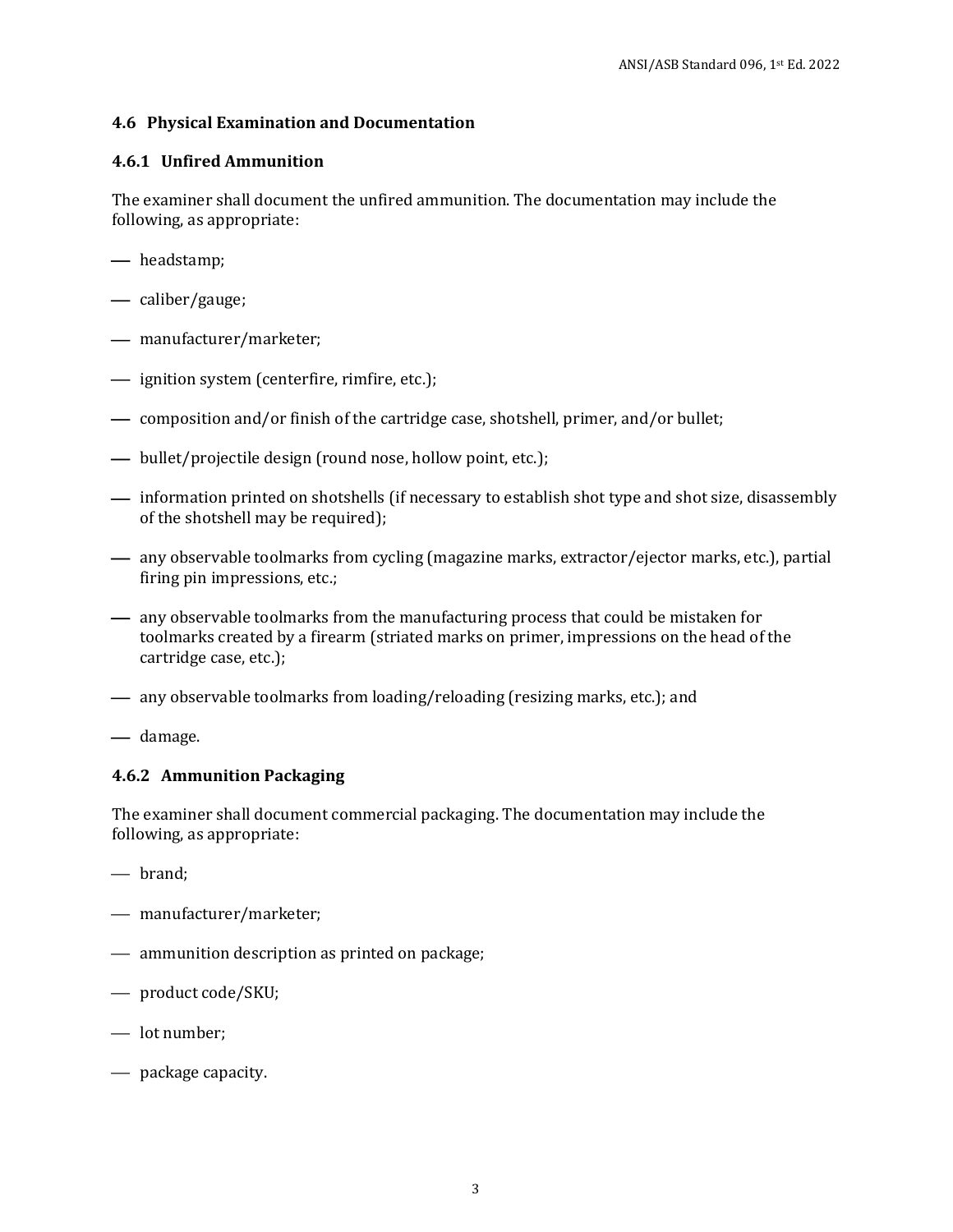### 4.6 Physical Examination and Documentation

#### 4.6.1 Unfired Ammunition

The examiner shall document the unfired ammunition. The documentation may include the following, as appropriate:

- headstamp;
- caliber/gauge;
- manufacturer/marketer;
- ignition system (centerfire, rimfire, etc.);
- composition and/or finish of the cartridge case, shotshell, primer, and/or bullet;
- bullet/projectile design (round nose, hollow point, etc.);
- information printed on shotshells (if necessary to establish shot type and shot size, disassembly of the shotshell may be required);
- any observable toolmarks from cycling (magazine marks, extractor/ejector marks, etc.), partial firing pin impressions, etc.;
- any observable toolmarks from the manufacturing process that could be mistaken for toolmarks created by a firearm (striated marks on primer, impressions on the head of the cartridge case, etc.);
- any observable toolmarks from loading/reloading (resizing marks, etc.); and
- damage.

#### 4.6.2 Ammunition Packaging

The examiner shall document commercial packaging. The documentation may include the following, as appropriate:

- brand;
- manufacturer/marketer;
- ammunition description as printed on package;
- product code/SKU;
- lot number;
- package capacity.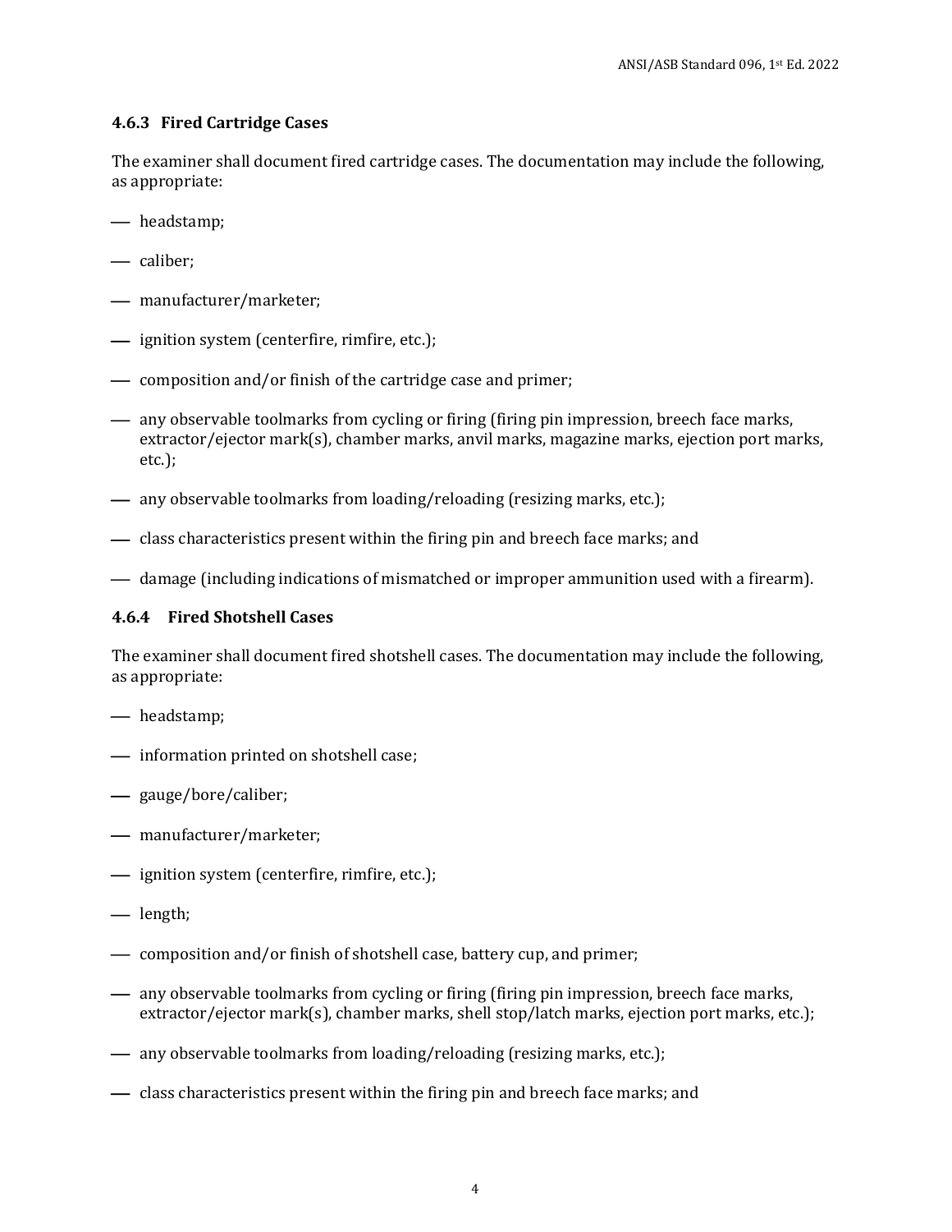#### 4.6.3 Fired Cartridge Cases

The examiner shall document fired cartridge cases. The documentation may include the following, as appropriate:

- headstamp;
- caliber;
- manufacturer/marketer;
- ignition system (centerfire, rimfire, etc.);
- composition and/or finish of the cartridge case and primer;
- any observable toolmarks from cycling or firing (firing pin impression, breech face marks, extractor/ejector mark(s), chamber marks, anvil marks, magazine marks, ejection port marks, etc.);
- any observable toolmarks from loading/reloading (resizing marks, etc.);
- class characteristics present within the firing pin and breech face marks; and
- damage (including indications of mismatched or improper ammunition used with a firearm).

#### 4.6.4 Fired Shotshell Cases

The examiner shall document fired shotshell cases. The documentation may include the following, as appropriate:

- headstamp;
- information printed on shotshell case;
- gauge/bore/caliber;
- manufacturer/marketer;
- ignition system (centerfire, rimfire, etc.);
- length;
- composition and/or finish of shotshell case, battery cup, and primer;
- any observable toolmarks from cycling or firing (firing pin impression, breech face marks, extractor/ejector mark(s), chamber marks, shell stop/latch marks, ejection port marks, etc.);
- any observable toolmarks from loading/reloading (resizing marks, etc.);
- class characteristics present within the firing pin and breech face marks; and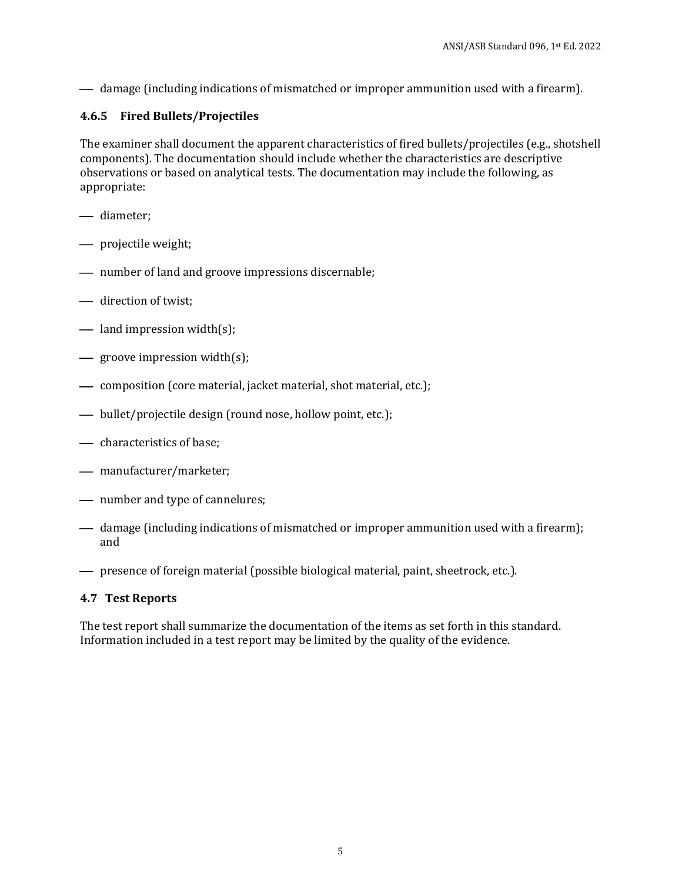- damage (including indications of mismatched or improper ammunition used with a firearm).

### 4.6.5 Fired Bullets/Projectiles

The examiner shall document the apparent characteristics of fired bullets/projectiles (e.g., shotshell components). The documentation should include whether the characteristics are descriptive observations or based on analytical tests. The documentation may include the following, as appropriate:

- diameter;
- projectile weight;
- number of land and groove impressions discernable;
- direction of twist;
- land impression width(s);
- groove impression width(s);
- composition (core material, jacket material, shot material, etc.);
- bullet/projectile design (round nose, hollow point, etc.);
- characteristics of base;
- manufacturer/marketer;
- number and type of cannelures;
- damage (including indications of mismatched or improper ammunition used with a firearm); and
- presence of foreign material (possible biological material, paint, sheetrock, etc.).

## 4.7 Test Reports

The test report shall summarize the documentation of the items as set forth in this standard. Information included in a test report may be limited by the quality of the evidence.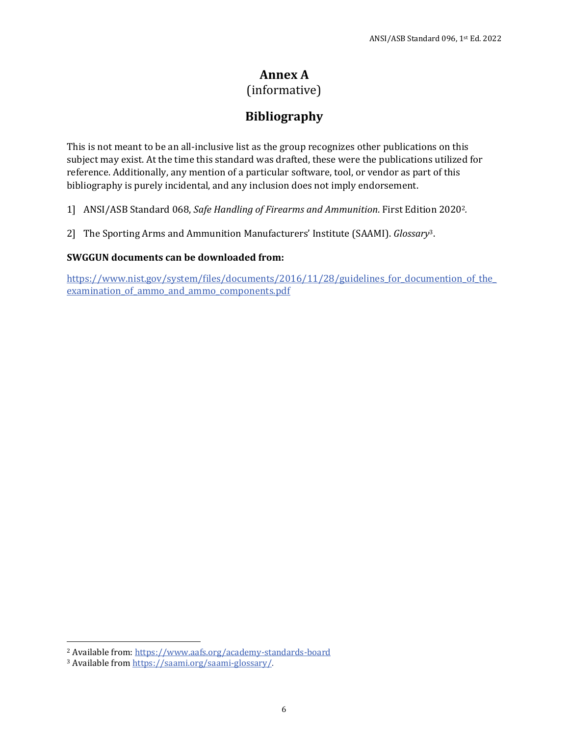# Annex A
(informative)

## Bibliography

This is not meant to be an all-inclusive list as the group recognizes other publications on this subject may exist. At the time this standard was drafted, these were the publications utilized for reference. Additionally, any mention of a particular software, tool, or vendor as part of this bibliography is purely incidental, and any inclusion does not imply endorsement.

1] ANSI/ASB Standard 068, *Safe Handling of Firearms and Ammunition*. First Edition 2020[2].

2] The Sporting Arms and Ammunition Manufacturers' Institute (SAAMI). *Glossary*[3].

**SWGGUN documents can be downloaded from:**

https://www.nist.gov/system/files/documents/2016/11/28/guidelines_for_documention_of_the_examination_of_ammo_and_ammo_components.pdf

---

[2] Available from: https://www.aafs.org/academy-standards-board

[3] Available from https://saami.org/saami-glossary/.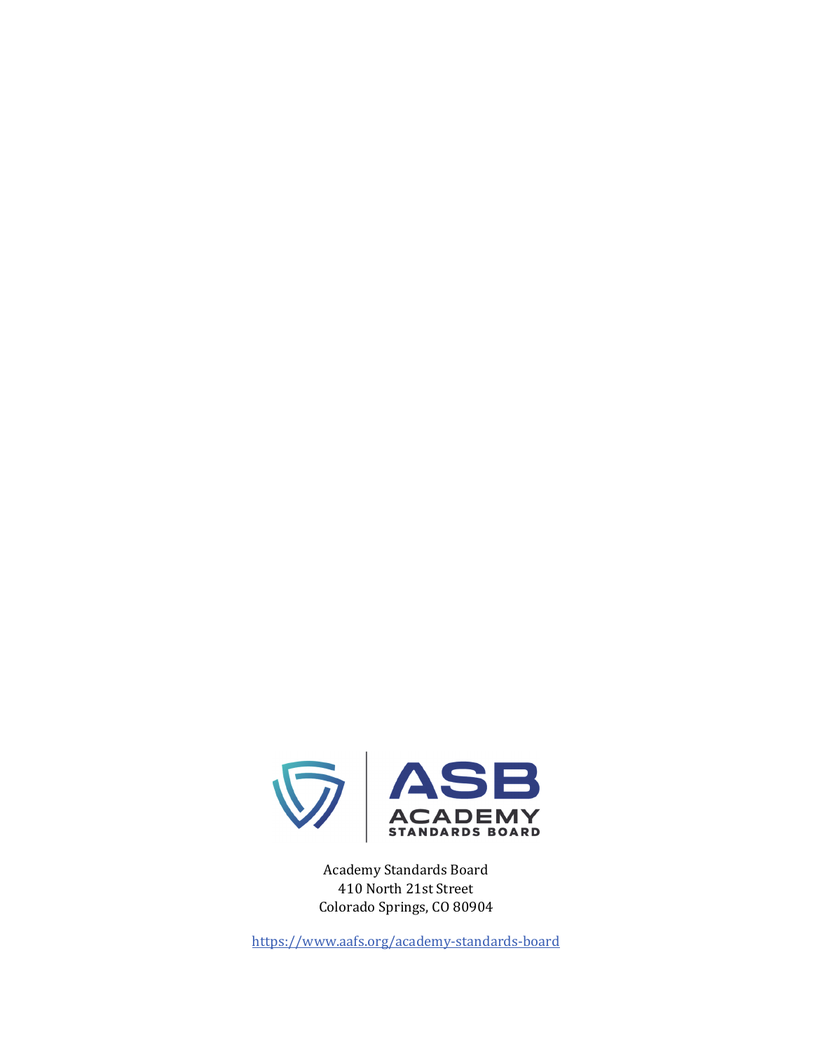ASB ACADEMY STANDARDS BOARD

Academy Standards Board
410 North 21st Street
Colorado Springs, CO 80904

https://www.aafs.org/academy-standards-board